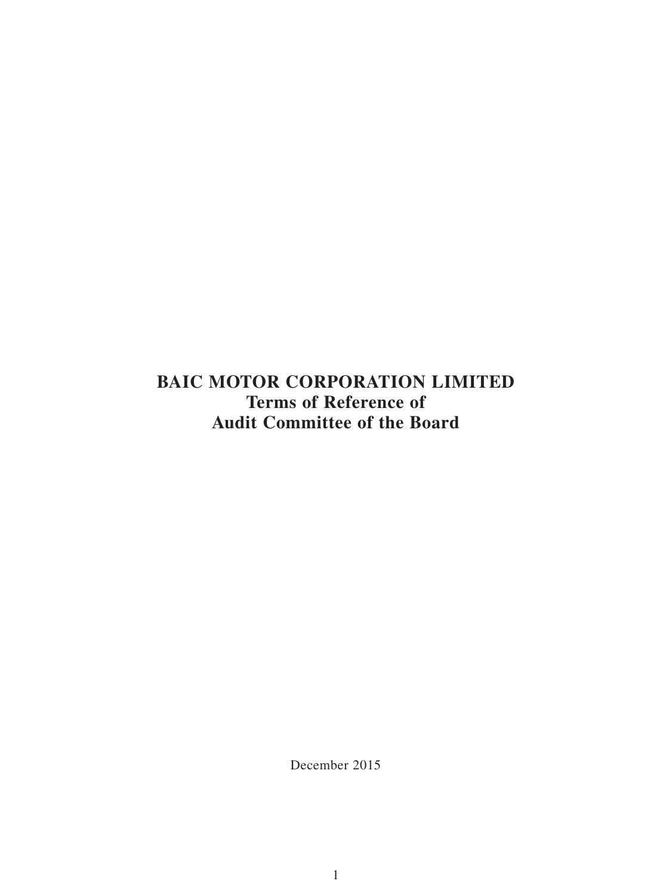# BAIC MOTOR CORPORATION LIMITED
# Terms of Reference of
# Audit Committee of the Board

December 2015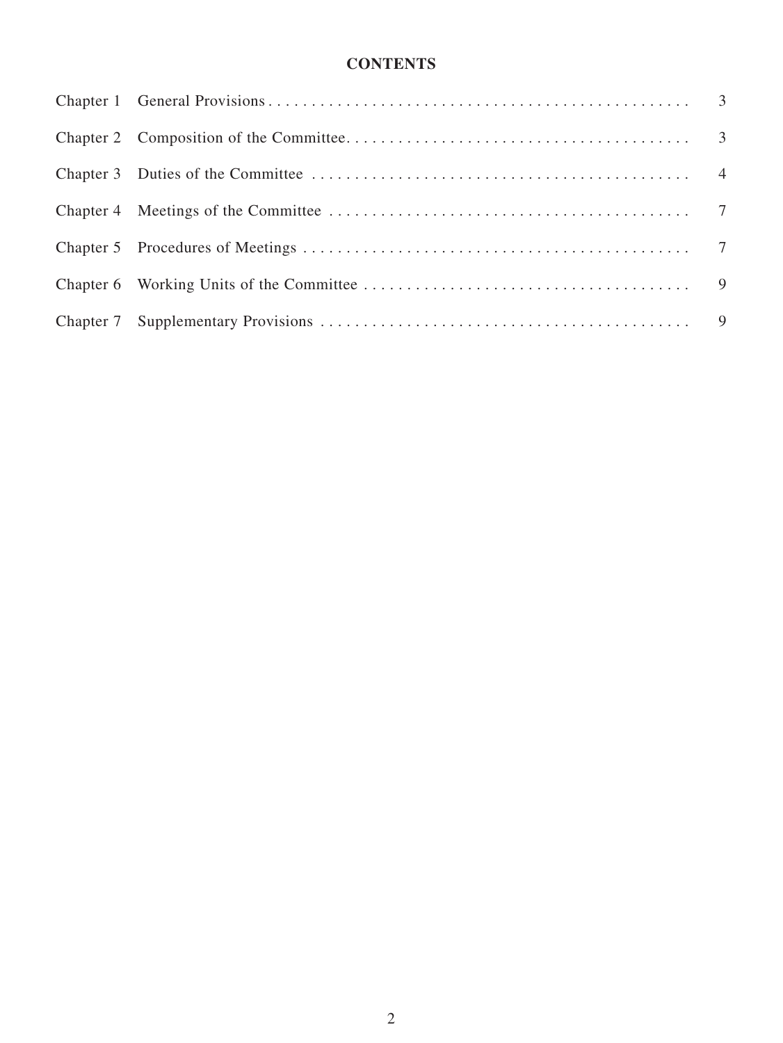# CONTENTS

| | | |
|---|---|---|
| Chapter 1 | General Provisions | 3 |
| Chapter 2 | Composition of the Committee | 3 |
| Chapter 3 | Duties of the Committee | 4 |
| Chapter 4 | Meetings of the Committee | 7 |
| Chapter 5 | Procedures of Meetings | 7 |
| Chapter 6 | Working Units of the Committee | 9 |
| Chapter 7 | Supplementary Provisions | 9 |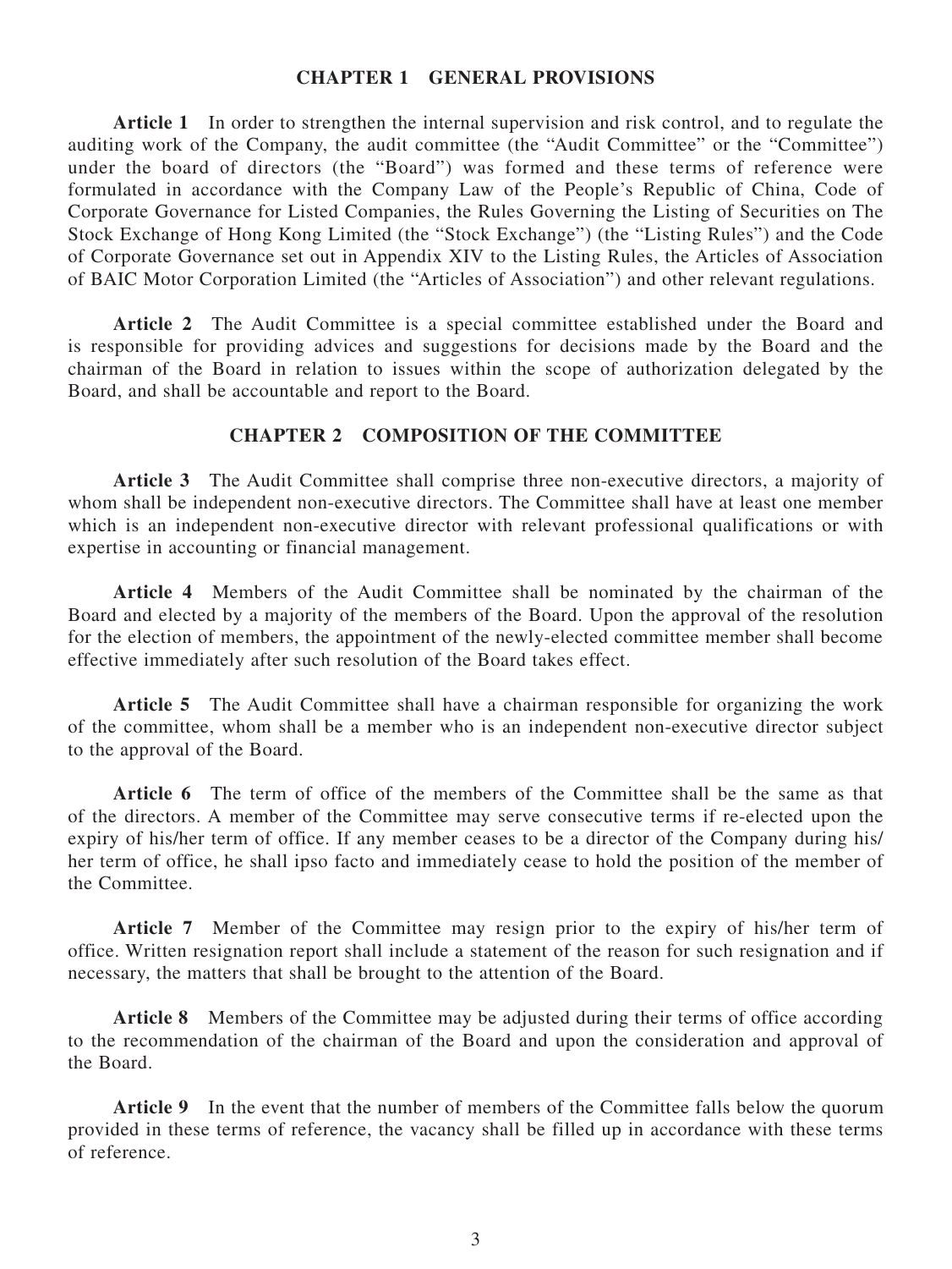## CHAPTER 1 GENERAL PROVISIONS

**Article 1** In order to strengthen the internal supervision and risk control, and to regulate the auditing work of the Company, the audit committee (the "Audit Committee" or the "Committee") under the board of directors (the "Board") was formed and these terms of reference were formulated in accordance with the Company Law of the People's Republic of China, Code of Corporate Governance for Listed Companies, the Rules Governing the Listing of Securities on The Stock Exchange of Hong Kong Limited (the "Stock Exchange") (the "Listing Rules") and the Code of Corporate Governance set out in Appendix XIV to the Listing Rules, the Articles of Association of BAIC Motor Corporation Limited (the "Articles of Association") and other relevant regulations.

**Article 2** The Audit Committee is a special committee established under the Board and is responsible for providing advices and suggestions for decisions made by the Board and the chairman of the Board in relation to issues within the scope of authorization delegated by the Board, and shall be accountable and report to the Board.

## CHAPTER 2 COMPOSITION OF THE COMMITTEE

**Article 3** The Audit Committee shall comprise three non-executive directors, a majority of whom shall be independent non-executive directors. The Committee shall have at least one member which is an independent non-executive director with relevant professional qualifications or with expertise in accounting or financial management.

**Article 4** Members of the Audit Committee shall be nominated by the chairman of the Board and elected by a majority of the members of the Board. Upon the approval of the resolution for the election of members, the appointment of the newly-elected committee member shall become effective immediately after such resolution of the Board takes effect.

**Article 5** The Audit Committee shall have a chairman responsible for organizing the work of the committee, whom shall be a member who is an independent non-executive director subject to the approval of the Board.

**Article 6** The term of office of the members of the Committee shall be the same as that of the directors. A member of the Committee may serve consecutive terms if re-elected upon the expiry of his/her term of office. If any member ceases to be a director of the Company during his/her term of office, he shall ipso facto and immediately cease to hold the position of the member of the Committee.

**Article 7** Member of the Committee may resign prior to the expiry of his/her term of office. Written resignation report shall include a statement of the reason for such resignation and if necessary, the matters that shall be brought to the attention of the Board.

**Article 8** Members of the Committee may be adjusted during their terms of office according to the recommendation of the chairman of the Board and upon the consideration and approval of the Board.

**Article 9** In the event that the number of members of the Committee falls below the quorum provided in these terms of reference, the vacancy shall be filled up in accordance with these terms of reference.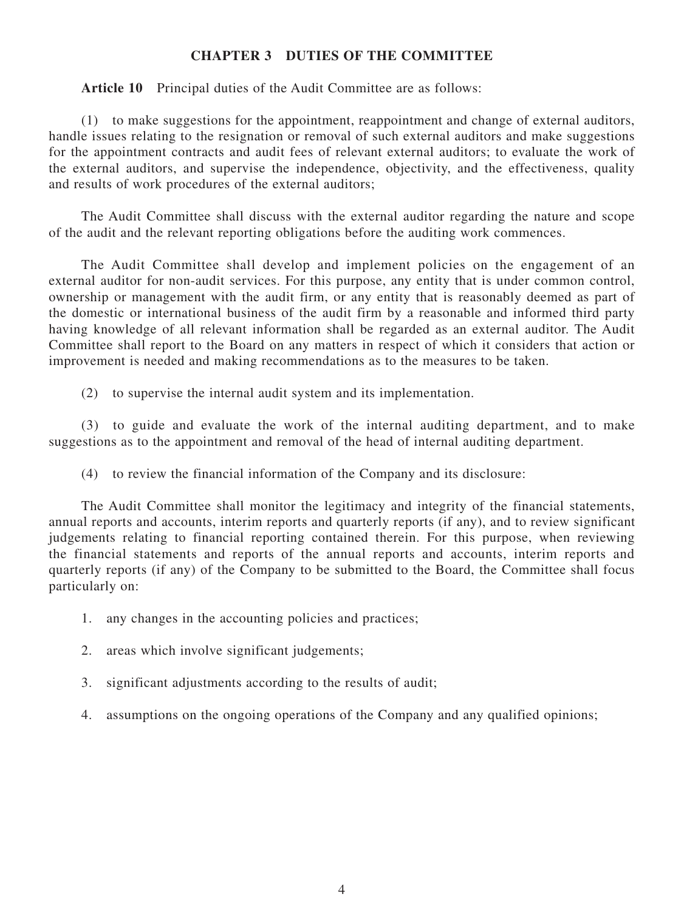## CHAPTER 3 DUTIES OF THE COMMITTEE

**Article 10** Principal duties of the Audit Committee are as follows:

(1) to make suggestions for the appointment, reappointment and change of external auditors, handle issues relating to the resignation or removal of such external auditors and make suggestions for the appointment contracts and audit fees of relevant external auditors; to evaluate the work of the external auditors, and supervise the independence, objectivity, and the effectiveness, quality and results of work procedures of the external auditors;

The Audit Committee shall discuss with the external auditor regarding the nature and scope of the audit and the relevant reporting obligations before the auditing work commences.

The Audit Committee shall develop and implement policies on the engagement of an external auditor for non-audit services. For this purpose, any entity that is under common control, ownership or management with the audit firm, or any entity that is reasonably deemed as part of the domestic or international business of the audit firm by a reasonable and informed third party having knowledge of all relevant information shall be regarded as an external auditor. The Audit Committee shall report to the Board on any matters in respect of which it considers that action or improvement is needed and making recommendations as to the measures to be taken.

(2) to supervise the internal audit system and its implementation.

(3) to guide and evaluate the work of the internal auditing department, and to make suggestions as to the appointment and removal of the head of internal auditing department.

(4) to review the financial information of the Company and its disclosure:

The Audit Committee shall monitor the legitimacy and integrity of the financial statements, annual reports and accounts, interim reports and quarterly reports (if any), and to review significant judgements relating to financial reporting contained therein. For this purpose, when reviewing the financial statements and reports of the annual reports and accounts, interim reports and quarterly reports (if any) of the Company to be submitted to the Board, the Committee shall focus particularly on:

1. any changes in the accounting policies and practices;
2. areas which involve significant judgements;
3. significant adjustments according to the results of audit;
4. assumptions on the ongoing operations of the Company and any qualified opinions;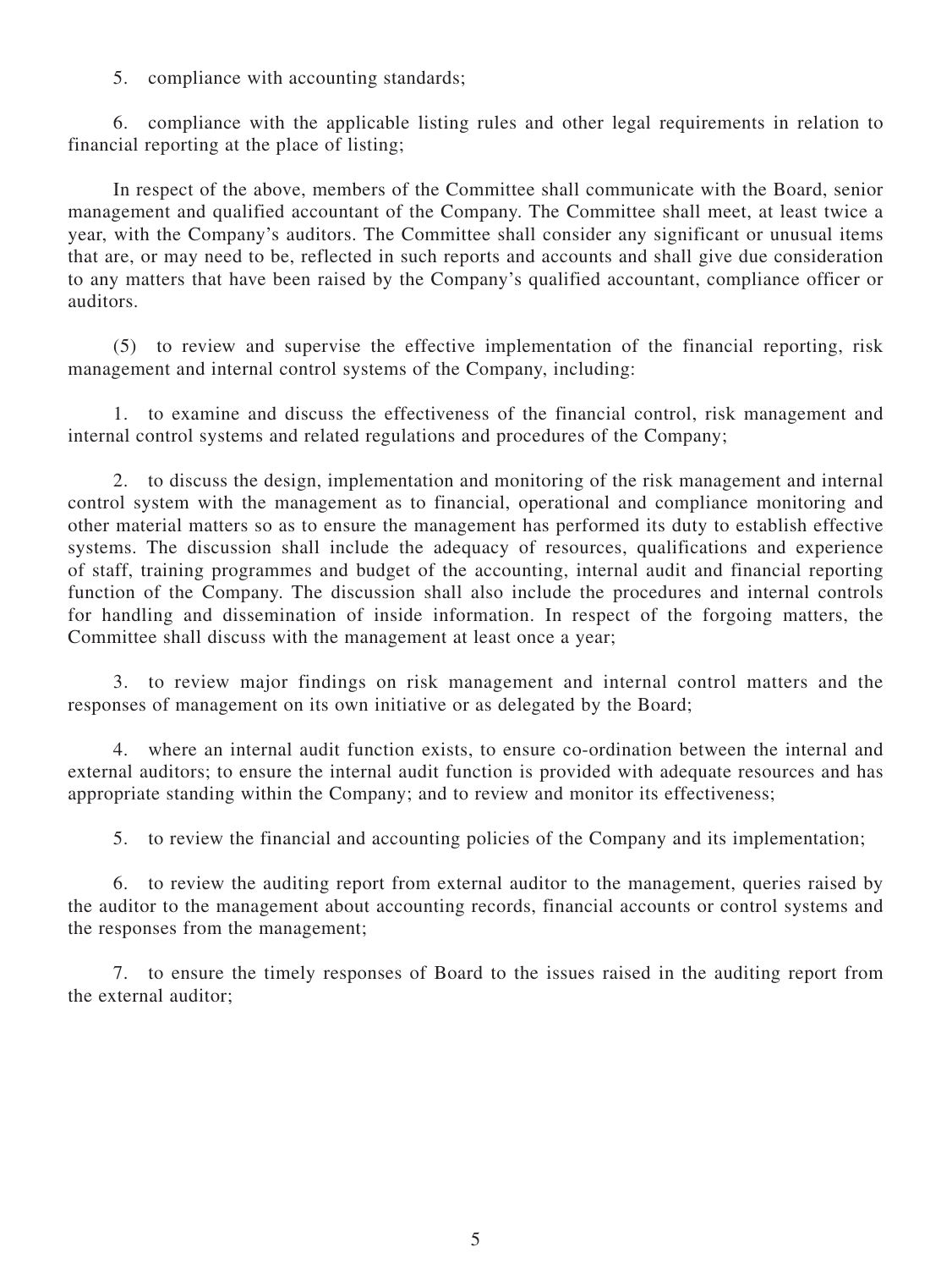5. compliance with accounting standards;

6. compliance with the applicable listing rules and other legal requirements in relation to financial reporting at the place of listing;

In respect of the above, members of the Committee shall communicate with the Board, senior management and qualified accountant of the Company. The Committee shall meet, at least twice a year, with the Company's auditors. The Committee shall consider any significant or unusual items that are, or may need to be, reflected in such reports and accounts and shall give due consideration to any matters that have been raised by the Company's qualified accountant, compliance officer or auditors.

(5) to review and supervise the effective implementation of the financial reporting, risk management and internal control systems of the Company, including:

1. to examine and discuss the effectiveness of the financial control, risk management and internal control systems and related regulations and procedures of the Company;

2. to discuss the design, implementation and monitoring of the risk management and internal control system with the management as to financial, operational and compliance monitoring and other material matters so as to ensure the management has performed its duty to establish effective systems. The discussion shall include the adequacy of resources, qualifications and experience of staff, training programmes and budget of the accounting, internal audit and financial reporting function of the Company. The discussion shall also include the procedures and internal controls for handling and dissemination of inside information. In respect of the forgoing matters, the Committee shall discuss with the management at least once a year;

3. to review major findings on risk management and internal control matters and the responses of management on its own initiative or as delegated by the Board;

4. where an internal audit function exists, to ensure co-ordination between the internal and external auditors; to ensure the internal audit function is provided with adequate resources and has appropriate standing within the Company; and to review and monitor its effectiveness;

5. to review the financial and accounting policies of the Company and its implementation;

6. to review the auditing report from external auditor to the management, queries raised by the auditor to the management about accounting records, financial accounts or control systems and the responses from the management;

7. to ensure the timely responses of Board to the issues raised in the auditing report from the external auditor;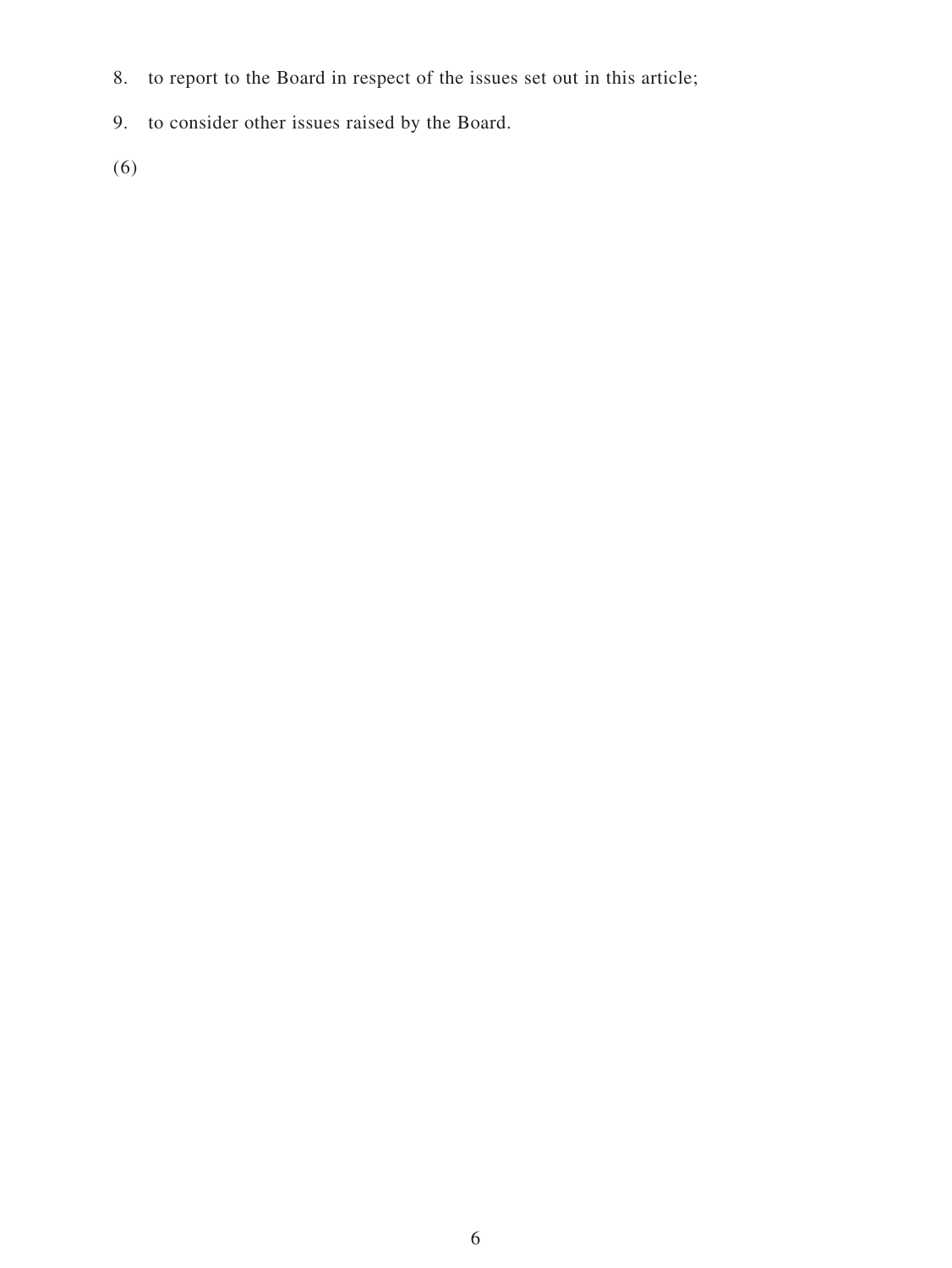8. to report to the Board in respect of the issues set out in this article;

9. to consider other issues raised by the Board.

(6)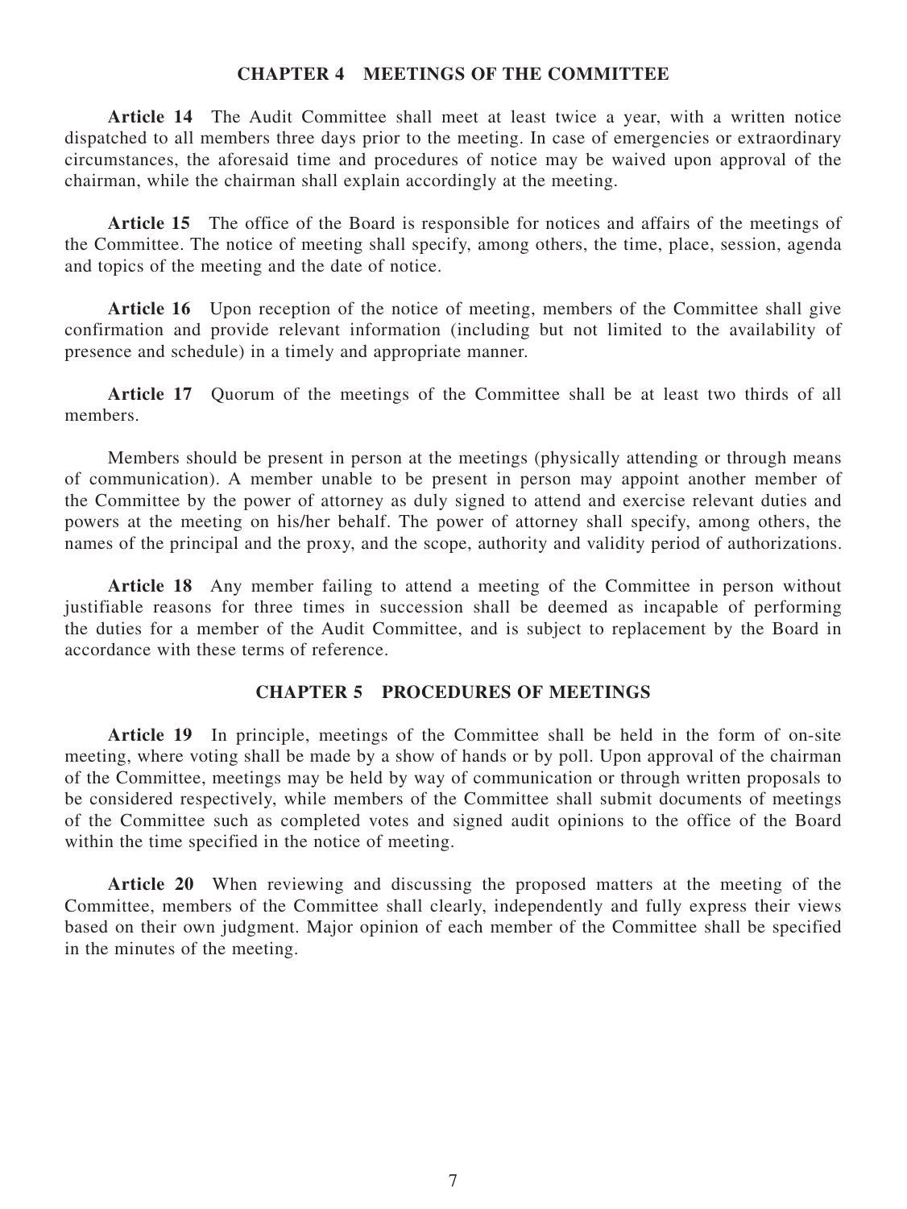## CHAPTER 4 MEETINGS OF THE COMMITTEE

**Article 14** The Audit Committee shall meet at least twice a year, with a written notice dispatched to all members three days prior to the meeting. In case of emergencies or extraordinary circumstances, the aforesaid time and procedures of notice may be waived upon approval of the chairman, while the chairman shall explain accordingly at the meeting.

**Article 15** The office of the Board is responsible for notices and affairs of the meetings of the Committee. The notice of meeting shall specify, among others, the time, place, session, agenda and topics of the meeting and the date of notice.

**Article 16** Upon reception of the notice of meeting, members of the Committee shall give confirmation and provide relevant information (including but not limited to the availability of presence and schedule) in a timely and appropriate manner.

**Article 17** Quorum of the meetings of the Committee shall be at least two thirds of all members.

Members should be present in person at the meetings (physically attending or through means of communication). A member unable to be present in person may appoint another member of the Committee by the power of attorney as duly signed to attend and exercise relevant duties and powers at the meeting on his/her behalf. The power of attorney shall specify, among others, the names of the principal and the proxy, and the scope, authority and validity period of authorizations.

**Article 18** Any member failing to attend a meeting of the Committee in person without justifiable reasons for three times in succession shall be deemed as incapable of performing the duties for a member of the Audit Committee, and is subject to replacement by the Board in accordance with these terms of reference.

## CHAPTER 5 PROCEDURES OF MEETINGS

**Article 19** In principle, meetings of the Committee shall be held in the form of on-site meeting, where voting shall be made by a show of hands or by poll. Upon approval of the chairman of the Committee, meetings may be held by way of communication or through written proposals to be considered respectively, while members of the Committee shall submit documents of meetings of the Committee such as completed votes and signed audit opinions to the office of the Board within the time specified in the notice of meeting.

**Article 20** When reviewing and discussing the proposed matters at the meeting of the Committee, members of the Committee shall clearly, independently and fully express their views based on their own judgment. Major opinion of each member of the Committee shall be specified in the minutes of the meeting.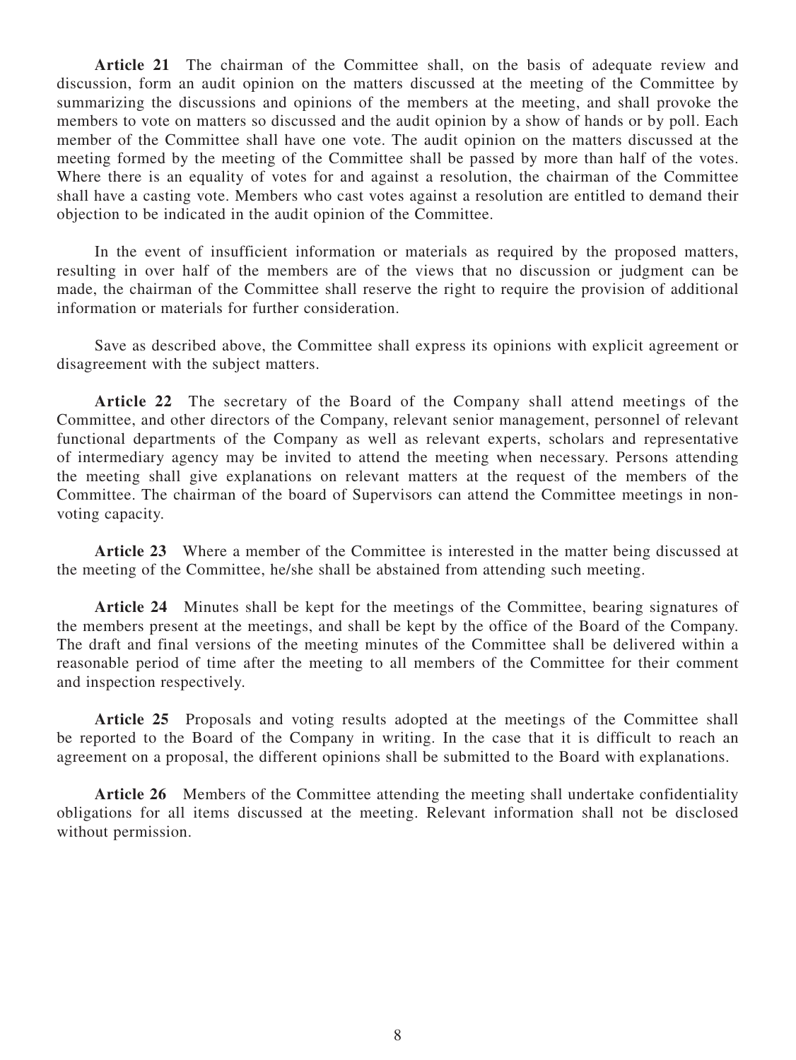**Article 21** The chairman of the Committee shall, on the basis of adequate review and discussion, form an audit opinion on the matters discussed at the meeting of the Committee by summarizing the discussions and opinions of the members at the meeting, and shall provoke the members to vote on matters so discussed and the audit opinion by a show of hands or by poll. Each member of the Committee shall have one vote. The audit opinion on the matters discussed at the meeting formed by the meeting of the Committee shall be passed by more than half of the votes. Where there is an equality of votes for and against a resolution, the chairman of the Committee shall have a casting vote. Members who cast votes against a resolution are entitled to demand their objection to be indicated in the audit opinion of the Committee.

In the event of insufficient information or materials as required by the proposed matters, resulting in over half of the members are of the views that no discussion or judgment can be made, the chairman of the Committee shall reserve the right to require the provision of additional information or materials for further consideration.

Save as described above, the Committee shall express its opinions with explicit agreement or disagreement with the subject matters.

**Article 22** The secretary of the Board of the Company shall attend meetings of the Committee, and other directors of the Company, relevant senior management, personnel of relevant functional departments of the Company as well as relevant experts, scholars and representative of intermediary agency may be invited to attend the meeting when necessary. Persons attending the meeting shall give explanations on relevant matters at the request of the members of the Committee. The chairman of the board of Supervisors can attend the Committee meetings in non-voting capacity.

**Article 23** Where a member of the Committee is interested in the matter being discussed at the meeting of the Committee, he/she shall be abstained from attending such meeting.

**Article 24** Minutes shall be kept for the meetings of the Committee, bearing signatures of the members present at the meetings, and shall be kept by the office of the Board of the Company. The draft and final versions of the meeting minutes of the Committee shall be delivered within a reasonable period of time after the meeting to all members of the Committee for their comment and inspection respectively.

**Article 25** Proposals and voting results adopted at the meetings of the Committee shall be reported to the Board of the Company in writing. In the case that it is difficult to reach an agreement on a proposal, the different opinions shall be submitted to the Board with explanations.

**Article 26** Members of the Committee attending the meeting shall undertake confidentiality obligations for all items discussed at the meeting. Relevant information shall not be disclosed without permission.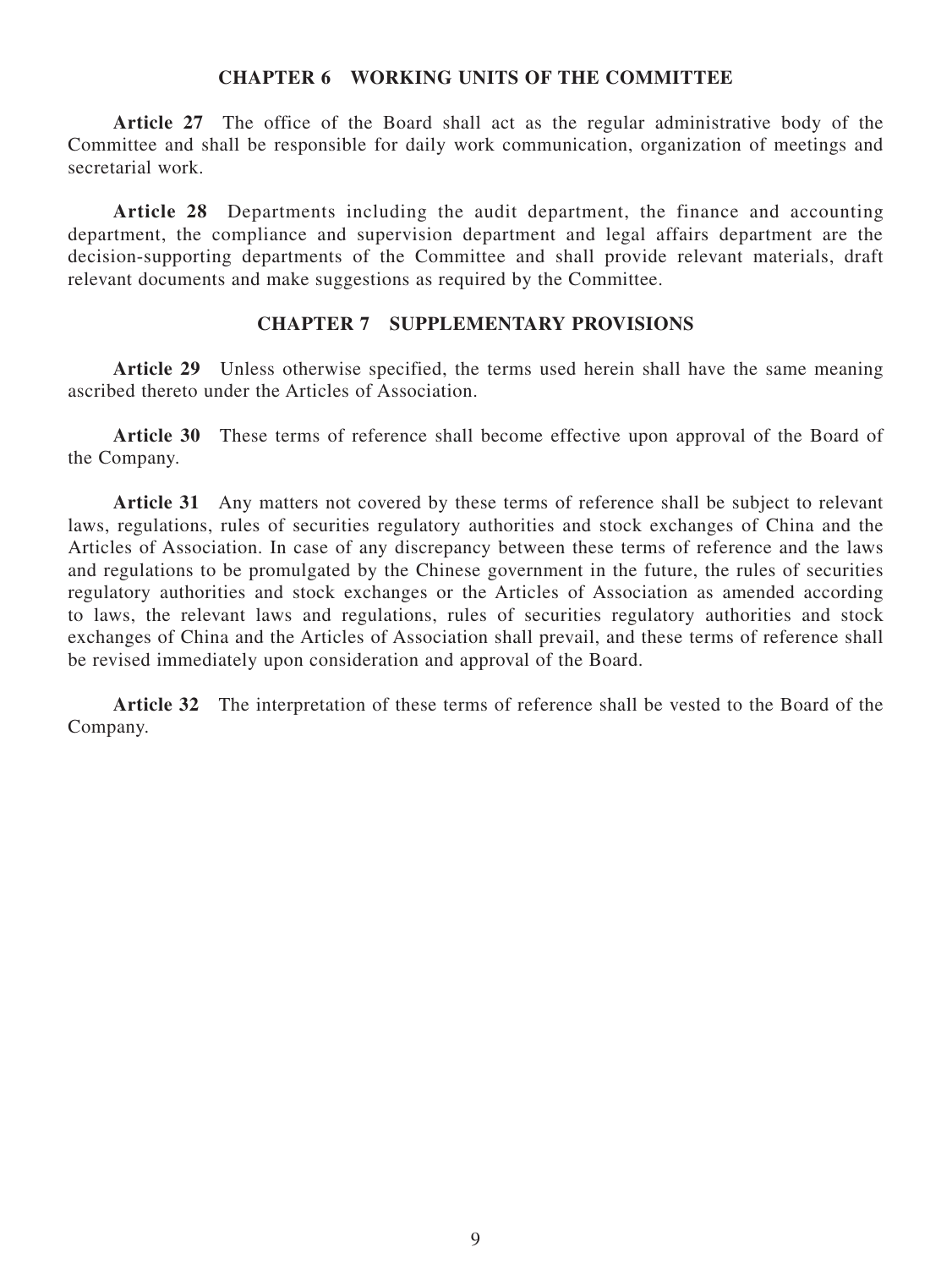## CHAPTER 6 WORKING UNITS OF THE COMMITTEE

**Article 27** The office of the Board shall act as the regular administrative body of the Committee and shall be responsible for daily work communication, organization of meetings and secretarial work.

**Article 28** Departments including the audit department, the finance and accounting department, the compliance and supervision department and legal affairs department are the decision-supporting departments of the Committee and shall provide relevant materials, draft relevant documents and make suggestions as required by the Committee.

## CHAPTER 7 SUPPLEMENTARY PROVISIONS

**Article 29** Unless otherwise specified, the terms used herein shall have the same meaning ascribed thereto under the Articles of Association.

**Article 30** These terms of reference shall become effective upon approval of the Board of the Company.

**Article 31** Any matters not covered by these terms of reference shall be subject to relevant laws, regulations, rules of securities regulatory authorities and stock exchanges of China and the Articles of Association. In case of any discrepancy between these terms of reference and the laws and regulations to be promulgated by the Chinese government in the future, the rules of securities regulatory authorities and stock exchanges or the Articles of Association as amended according to laws, the relevant laws and regulations, rules of securities regulatory authorities and stock exchanges of China and the Articles of Association shall prevail, and these terms of reference shall be revised immediately upon consideration and approval of the Board.

**Article 32** The interpretation of these terms of reference shall be vested to the Board of the Company.